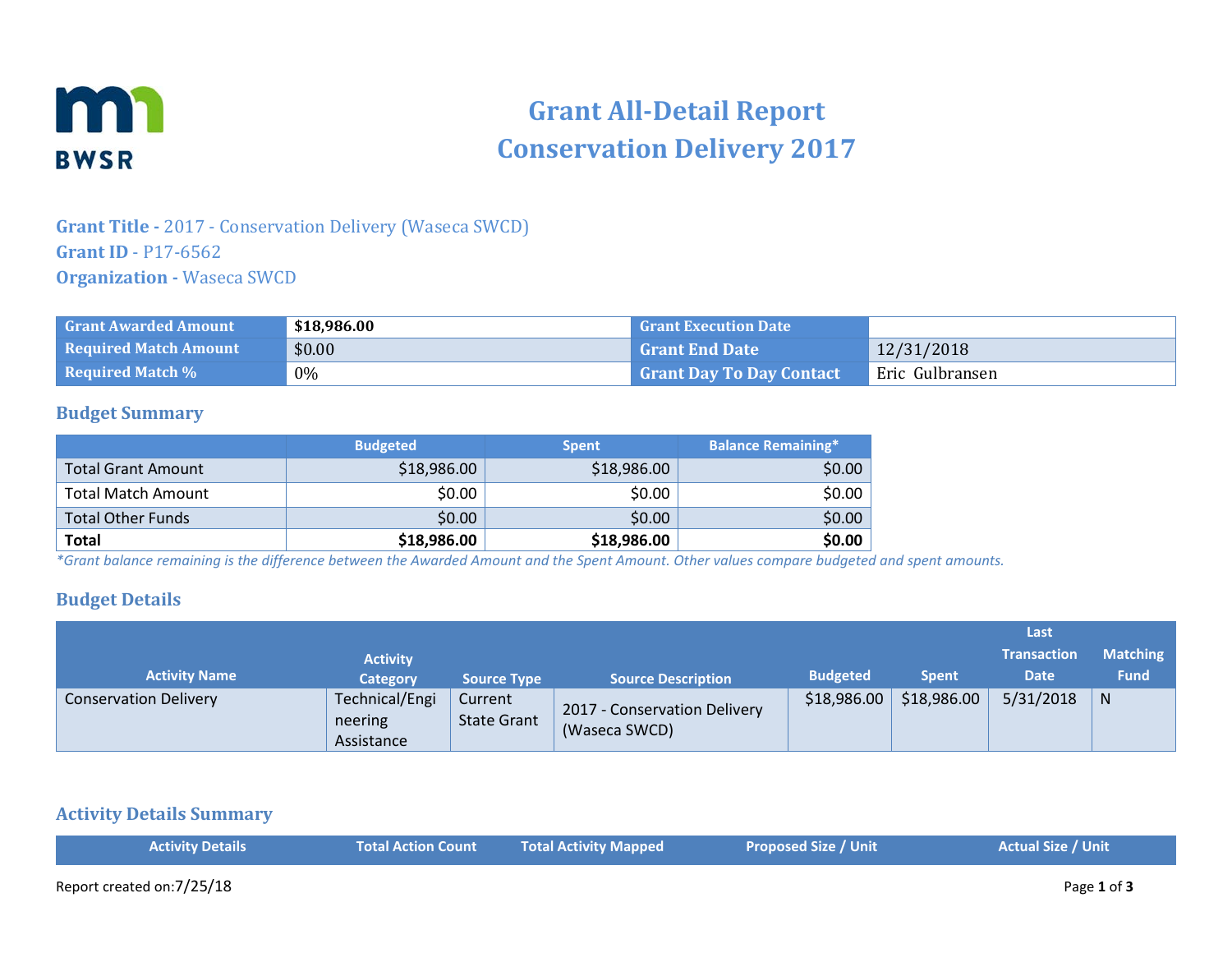# Grant All-Detail Report
# Conservation Delivery 2017

**Grant Title -** 2017 - Conservation Delivery (Waseca SWCD)
**Grant ID** - P17-6562
**Organization -** Waseca SWCD

| Grant Awarded Amount | $18,986.00 | Grant Execution Date | |
|---|---|---|---|
| Required Match Amount | $0.00 | Grant End Date | 12/31/2018 |
| Required Match % | 0% | Grant Day To Day Contact | Eric Gulbransen |

## Budget Summary

| | Budgeted | Spent | Balance Remaining* |
|---|---|---|---|
| Total Grant Amount | $18,986.00 | $18,986.00 | $0.00 |
| Total Match Amount | $0.00 | $0.00 | $0.00 |
| Total Other Funds | $0.00 | $0.00 | $0.00 |
| **Total** | **$18,986.00** | **$18,986.00** | **$0.00** |

*\*Grant balance remaining is the difference between the Awarded Amount and the Spent Amount. Other values compare budgeted and spent amounts.*

## Budget Details

| Activity Name | Activity Category | Source Type | Source Description | Budgeted | Spent | Last Transaction Date | Matching Fund |
|---|---|---|---|---|---|---|---|
| Conservation Delivery | Technical/Engineering Assistance | Current State Grant | 2017 - Conservation Delivery (Waseca SWCD) | $18,986.00 | $18,986.00 | 5/31/2018 | N |

## Activity Details Summary

| Activity Details | Total Action Count | Total Activity Mapped | Proposed Size / Unit | Actual Size / Unit |
|---|---|---|---|---|

Report created on:7/25/18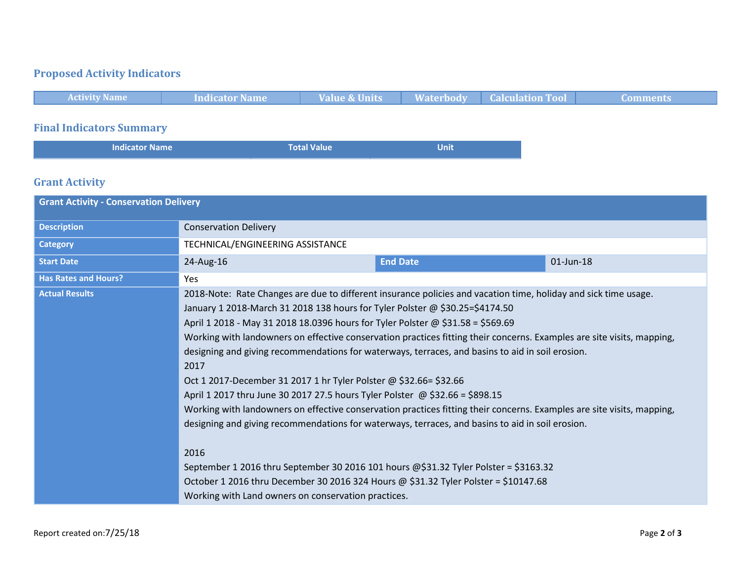## Proposed Activity Indicators

| Activity Name | Indicator Name | Value & Units | Waterbody | Calculation Tool | Comments |
|---|---|---|---|---|---|

## Final Indicators Summary

| Indicator Name | Total Value | Unit |
|---|---|---|

## Grant Activity

| Grant Activity - Conservation Delivery | | | |
|---|---|---|---|
| Description | Conservation Delivery | | |
| Category | TECHNICAL/ENGINEERING ASSISTANCE | | |
| Start Date | 24-Aug-16 | End Date | 01-Jun-18 |
| Has Rates and Hours? | Yes | | |
| Actual Results | 2018-Note: Rate Changes are due to different insurance policies and vacation time, holiday and sick time usage.<br>January 1 2018-March 31 2018 138 hours for Tyler Polster @ $30.25=$4174.50<br>April 1 2018 - May 31 2018 18.0396 hours for Tyler Polster @ $31.58 = $569.69<br>Working with landowners on effective conservation practices fitting their concerns. Examples are site visits, mapping, designing and giving recommendations for waterways, terraces, and basins to aid in soil erosion.<br>2017<br>Oct 1 2017-December 31 2017 1 hr Tyler Polster @ $32.66= $32.66<br>April 1 2017 thru June 30 2017 27.5 hours Tyler Polster @ $32.66 = $898.15<br>Working with landowners on effective conservation practices fitting their concerns. Examples are site visits, mapping, designing and giving recommendations for waterways, terraces, and basins to aid in soil erosion.<br><br>2016<br>September 1 2016 thru September 30 2016 101 hours @$31.32 Tyler Polster = $3163.32<br>October 1 2016 thru December 30 2016 324 Hours @ $31.32 Tyler Polster = $10147.68<br>Working with Land owners on conservation practices. | | |

Report created on:7/25/18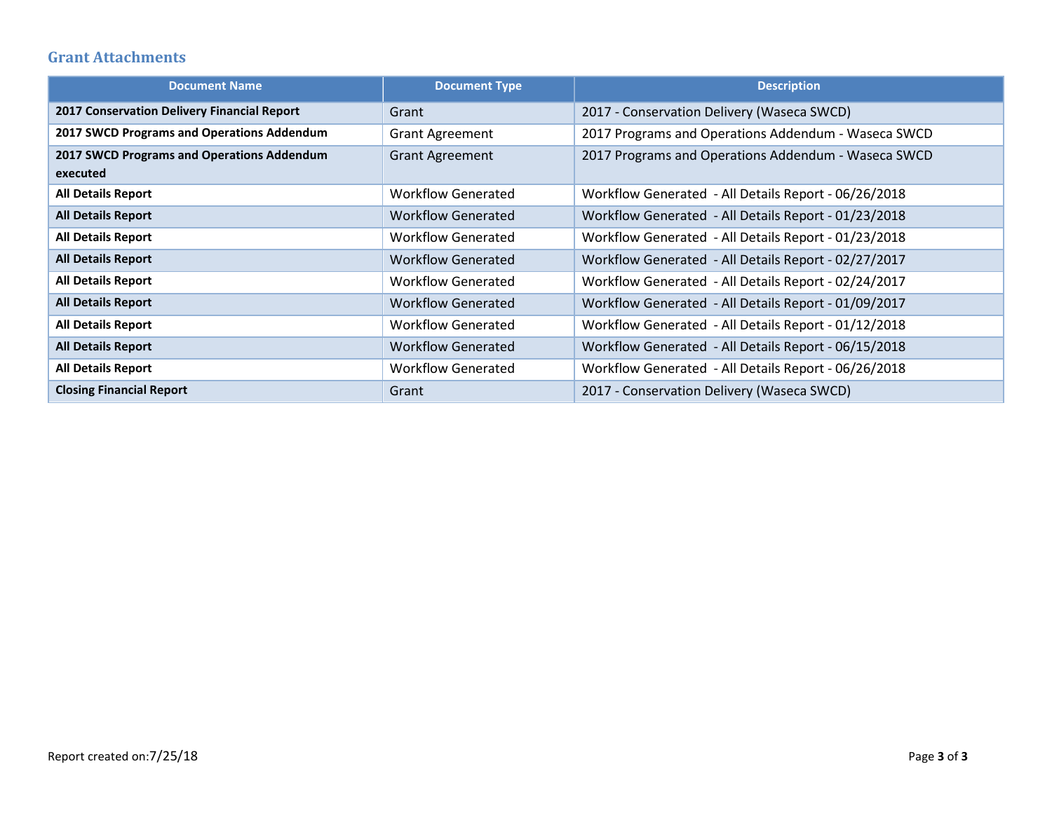## Grant Attachments

| Document Name | Document Type | Description |
|---|---|---|
| **2017 Conservation Delivery Financial Report** | Grant | 2017 - Conservation Delivery (Waseca SWCD) |
| **2017 SWCD Programs and Operations Addendum** | Grant Agreement | 2017 Programs and Operations Addendum - Waseca SWCD |
| **2017 SWCD Programs and Operations Addendum executed** | Grant Agreement | 2017 Programs and Operations Addendum - Waseca SWCD |
| **All Details Report** | Workflow Generated | Workflow Generated - All Details Report - 06/26/2018 |
| **All Details Report** | Workflow Generated | Workflow Generated - All Details Report - 01/23/2018 |
| **All Details Report** | Workflow Generated | Workflow Generated - All Details Report - 01/23/2018 |
| **All Details Report** | Workflow Generated | Workflow Generated - All Details Report - 02/27/2017 |
| **All Details Report** | Workflow Generated | Workflow Generated - All Details Report - 02/24/2017 |
| **All Details Report** | Workflow Generated | Workflow Generated - All Details Report - 01/09/2017 |
| **All Details Report** | Workflow Generated | Workflow Generated - All Details Report - 01/12/2018 |
| **All Details Report** | Workflow Generated | Workflow Generated - All Details Report - 06/15/2018 |
| **All Details Report** | Workflow Generated | Workflow Generated - All Details Report - 06/26/2018 |
| **Closing Financial Report** | Grant | 2017 - Conservation Delivery (Waseca SWCD) |

Report created on:7/25/18